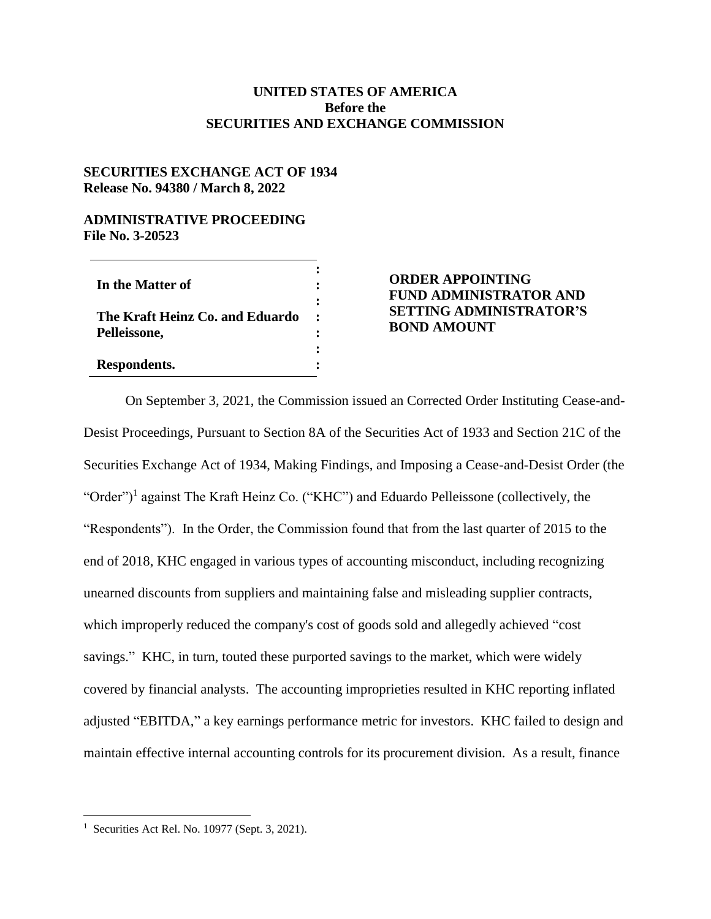**UNITED STATES OF AMERICA**
**Before the**
**SECURITIES AND EXCHANGE COMMISSION**

**SECURITIES EXCHANGE ACT OF 1934**
**Release No. 94380 / March 8, 2022**

**ADMINISTRATIVE PROCEEDING**
**File No. 3-20523**

| | |
|---|---|
| **In the Matter of** | **ORDER APPOINTING FUND ADMINISTRATOR AND SETTING ADMINISTRATOR'S BOND AMOUNT** |
| **The Kraft Heinz Co. and Eduardo Pelleissone,** | |
| **Respondents.** | |

On September 3, 2021, the Commission issued an Corrected Order Instituting Cease-and-Desist Proceedings, Pursuant to Section 8A of the Securities Act of 1933 and Section 21C of the Securities Exchange Act of 1934, Making Findings, and Imposing a Cease-and-Desist Order (the "Order")[1] against The Kraft Heinz Co. ("KHC") and Eduardo Pelleissone (collectively, the "Respondents"). In the Order, the Commission found that from the last quarter of 2015 to the end of 2018, KHC engaged in various types of accounting misconduct, including recognizing unearned discounts from suppliers and maintaining false and misleading supplier contracts, which improperly reduced the company's cost of goods sold and allegedly achieved "cost savings." KHC, in turn, touted these purported savings to the market, which were widely covered by financial analysts. The accounting improprieties resulted in KHC reporting inflated adjusted "EBITDA," a key earnings performance metric for investors. KHC failed to design and maintain effective internal accounting controls for its procurement division. As a result, finance

[1] Securities Act Rel. No. 10977 (Sept. 3, 2021).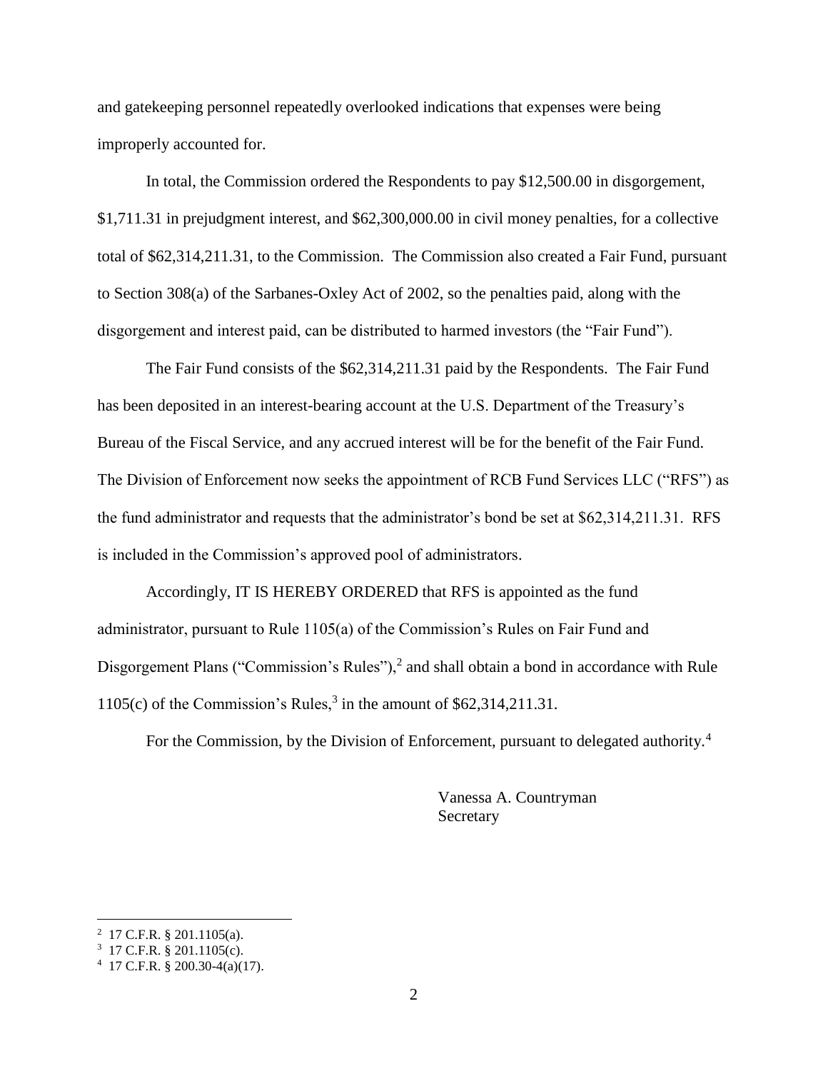and gatekeeping personnel repeatedly overlooked indications that expenses were being improperly accounted for.

In total, the Commission ordered the Respondents to pay $12,500.00 in disgorgement, $1,711.31 in prejudgment interest, and $62,300,000.00 in civil money penalties, for a collective total of $62,314,211.31, to the Commission. The Commission also created a Fair Fund, pursuant to Section 308(a) of the Sarbanes-Oxley Act of 2002, so the penalties paid, along with the disgorgement and interest paid, can be distributed to harmed investors (the "Fair Fund").

The Fair Fund consists of the $62,314,211.31 paid by the Respondents. The Fair Fund has been deposited in an interest-bearing account at the U.S. Department of the Treasury's Bureau of the Fiscal Service, and any accrued interest will be for the benefit of the Fair Fund. The Division of Enforcement now seeks the appointment of RCB Fund Services LLC ("RFS") as the fund administrator and requests that the administrator's bond be set at $62,314,211.31. RFS is included in the Commission's approved pool of administrators.

Accordingly, IT IS HEREBY ORDERED that RFS is appointed as the fund administrator, pursuant to Rule 1105(a) of the Commission's Rules on Fair Fund and Disgorgement Plans ("Commission's Rules"),[2] and shall obtain a bond in accordance with Rule 1105(c) of the Commission's Rules,[3] in the amount of $62,314,211.31.

For the Commission, by the Division of Enforcement, pursuant to delegated authority.[4]

Vanessa A. Countryman
Secretary

[2] 17 C.F.R. § 201.1105(a).
[3] 17 C.F.R. § 201.1105(c).
[4] 17 C.F.R. § 200.30-4(a)(17).